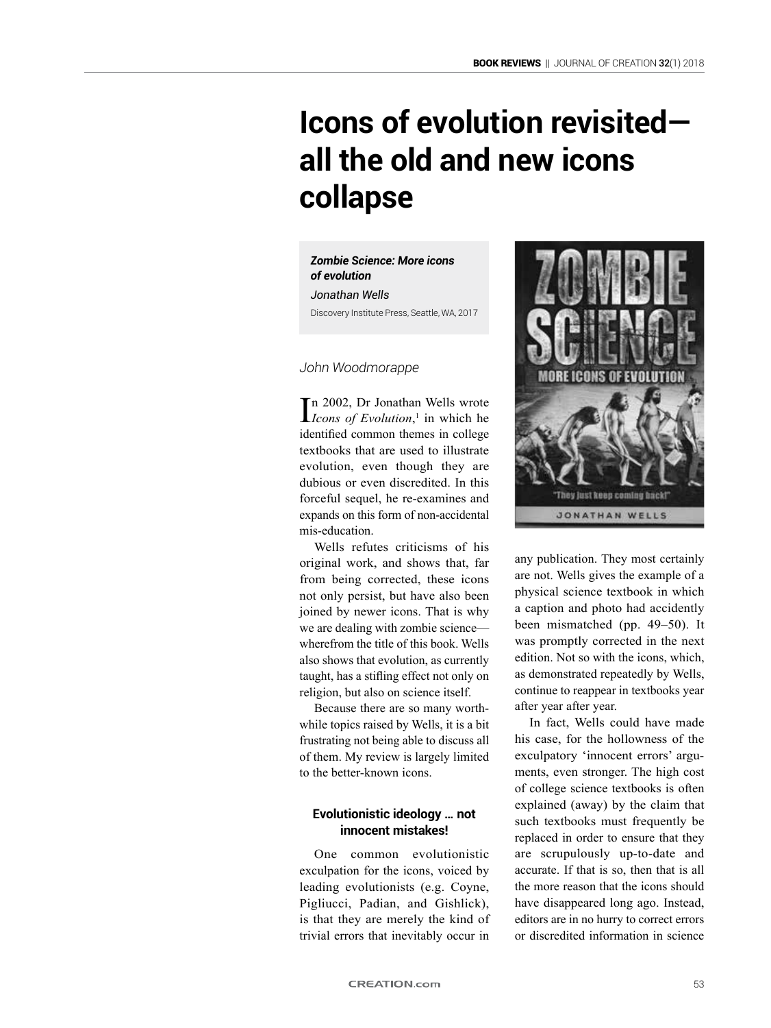# Icons of evolution revisited—all the old and new icons collapse

***Zombie Science: More icons of evolution***
*Jonathan Wells*
Discovery Institute Press, Seattle, WA, 2017

*John Woodmorappe*

In 2002, Dr Jonathan Wells wrote *Icons of Evolution*,[1] in which he identified common themes in college textbooks that are used to illustrate evolution, even though they are dubious or even discredited. In this forceful sequel, he re-examines and expands on this form of non-accidental mis-education.

Wells refutes criticisms of his original work, and shows that, far from being corrected, these icons not only persist, but have also been joined by newer icons. That is why we are dealing with zombie science—wherefrom the title of this book. Wells also shows that evolution, as currently taught, has a stifling effect not only on religion, but also on science itself.

Because there are so many worthwhile topics raised by Wells, it is a bit frustrating not being able to discuss all of them. My review is largely limited to the better-known icons.

### Evolutionistic ideology … not innocent mistakes!

One common evolutionistic exculpation for the icons, voiced by leading evolutionists (e.g. Coyne, Pigliucci, Padian, and Gishlick), is that they are merely the kind of trivial errors that inevitably occur in any publication. They most certainly are not. Wells gives the example of a physical science textbook in which a caption and photo had accidently been mismatched (pp. 49–50). It was promptly corrected in the next edition. Not so with the icons, which, as demonstrated repeatedly by Wells, continue to reappear in textbooks year after year after year.

In fact, Wells could have made his case, for the hollowness of the exculpatory 'innocent errors' arguments, even stronger. The high cost of college science textbooks is often explained (away) by the claim that such textbooks must frequently be replaced in order to ensure that they are scrupulously up-to-date and accurate. If that is so, then that is all the more reason that the icons should have disappeared long ago. Instead, editors are in no hurry to correct errors or discredited information in science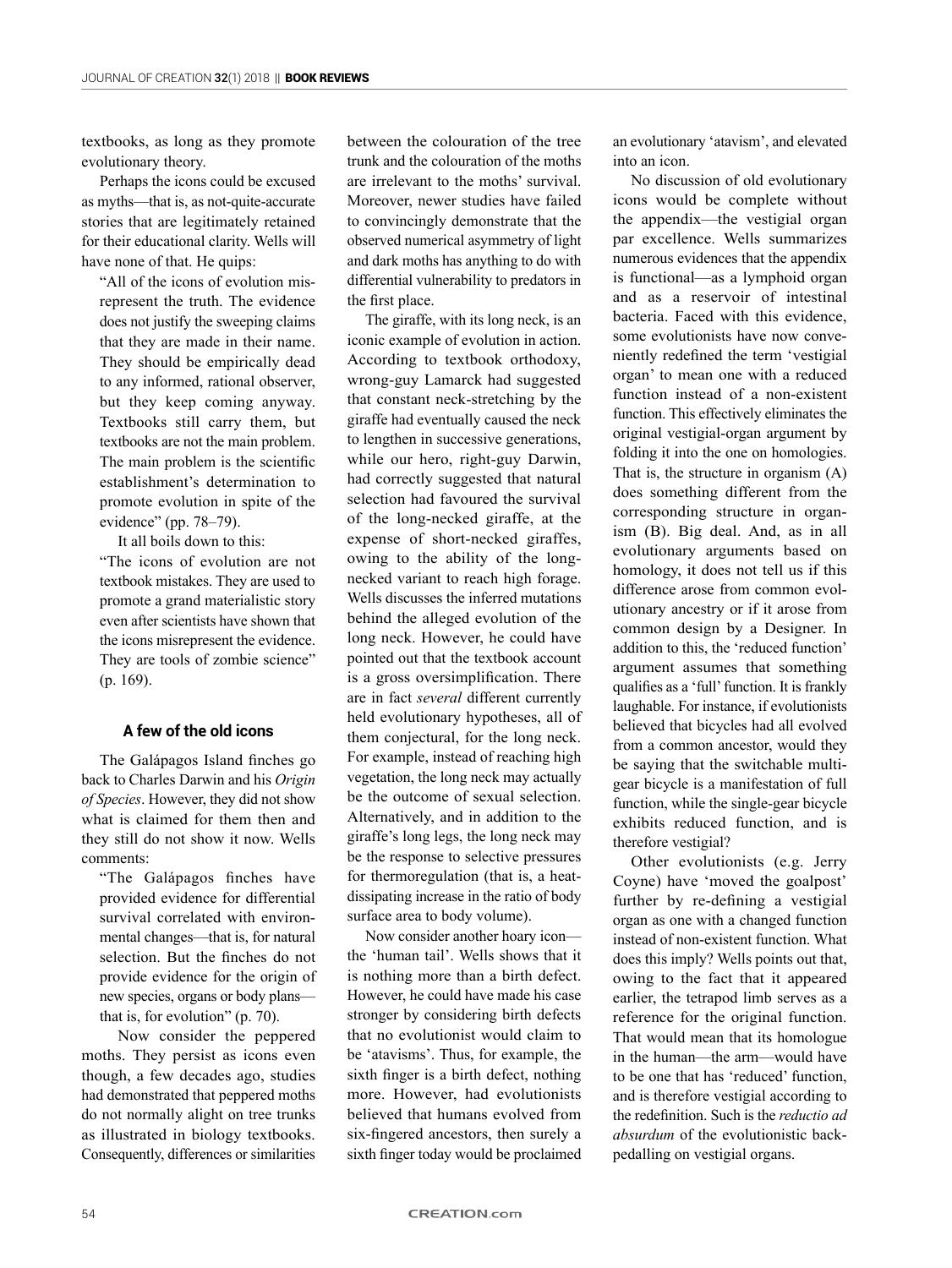textbooks, as long as they promote evolutionary theory.

Perhaps the icons could be excused as myths—that is, as not-quite-accurate stories that are legitimately retained for their educational clarity. Wells will have none of that. He quips:

> "All of the icons of evolution misrepresent the truth. The evidence does not justify the sweeping claims that they are made in their name. They should be empirically dead to any informed, rational observer, but they keep coming anyway. Textbooks still carry them, but textbooks are not the main problem. The main problem is the scientific establishment's determination to promote evolution in spite of the evidence" (pp. 78–79).

It all boils down to this:

> "The icons of evolution are not textbook mistakes. They are used to promote a grand materialistic story even after scientists have shown that the icons misrepresent the evidence. They are tools of zombie science" (p. 169).

### A few of the old icons

The Galápagos Island finches go back to Charles Darwin and his *Origin of Species*. However, they did not show what is claimed for them then and they still do not show it now. Wells comments:

> "The Galápagos finches have provided evidence for differential survival correlated with environmental changes—that is, for natural selection. But the finches do not provide evidence for the origin of new species, organs or body plans—that is, for evolution" (p. 70).

Now consider the peppered moths. They persist as icons even though, a few decades ago, studies had demonstrated that peppered moths do not normally alight on tree trunks as illustrated in biology textbooks. Consequently, differences or similarities between the colouration of the tree trunk and the colouration of the moths are irrelevant to the moths' survival. Moreover, newer studies have failed to convincingly demonstrate that the observed numerical asymmetry of light and dark moths has anything to do with differential vulnerability to predators in the first place.

The giraffe, with its long neck, is an iconic example of evolution in action. According to textbook orthodoxy, wrong-guy Lamarck had suggested that constant neck-stretching by the giraffe had eventually caused the neck to lengthen in successive generations, while our hero, right-guy Darwin, had correctly suggested that natural selection had favoured the survival of the long-necked giraffe, at the expense of short-necked giraffes, owing to the ability of the long-necked variant to reach high forage. Wells discusses the inferred mutations behind the alleged evolution of the long neck. However, he could have pointed out that the textbook account is a gross oversimplification. There are in fact *several* different currently held evolutionary hypotheses, all of them conjectural, for the long neck. For example, instead of reaching high vegetation, the long neck may actually be the outcome of sexual selection. Alternatively, and in addition to the giraffe's long legs, the long neck may be the response to selective pressures for thermoregulation (that is, a heat-dissipating increase in the ratio of body surface area to body volume).

Now consider another hoary icon—the 'human tail'. Wells shows that it is nothing more than a birth defect. However, he could have made his case stronger by considering birth defects that no evolutionist would claim to be 'atavisms'. Thus, for example, the sixth finger is a birth defect, nothing more. However, had evolutionists believed that humans evolved from six-fingered ancestors, then surely a sixth finger today would be proclaimed an evolutionary 'atavism', and elevated into an icon.

No discussion of old evolutionary icons would be complete without the appendix—the vestigial organ par excellence. Wells summarizes numerous evidences that the appendix is functional—as a lymphoid organ and as a reservoir of intestinal bacteria. Faced with this evidence, some evolutionists have now conveniently redefined the term 'vestigial organ' to mean one with a reduced function instead of a non-existent function. This effectively eliminates the original vestigial-organ argument by folding it into the one on homologies. That is, the structure in organism (A) does something different from the corresponding structure in organism (B). Big deal. And, as in all evolutionary arguments based on homology, it does not tell us if this difference arose from common evolutionary ancestry or if it arose from common design by a Designer. In addition to this, the 'reduced function' argument assumes that something qualifies as a 'full' function. It is frankly laughable. For instance, if evolutionists believed that bicycles had all evolved from a common ancestor, would they be saying that the switchable multigear bicycle is a manifestation of full function, while the single-gear bicycle exhibits reduced function, and is therefore vestigial?

Other evolutionists (e.g. Jerry Coyne) have 'moved the goalpost' further by re-defining a vestigial organ as one with a changed function instead of non-existent function. What does this imply? Wells points out that, owing to the fact that it appeared earlier, the tetrapod limb serves as a reference for the original function. That would mean that its homologue in the human—the arm—would have to be one that has 'reduced' function, and is therefore vestigial according to the redefinition. Such is the *reductio ad absurdum* of the evolutionistic backpedalling on vestigial organs.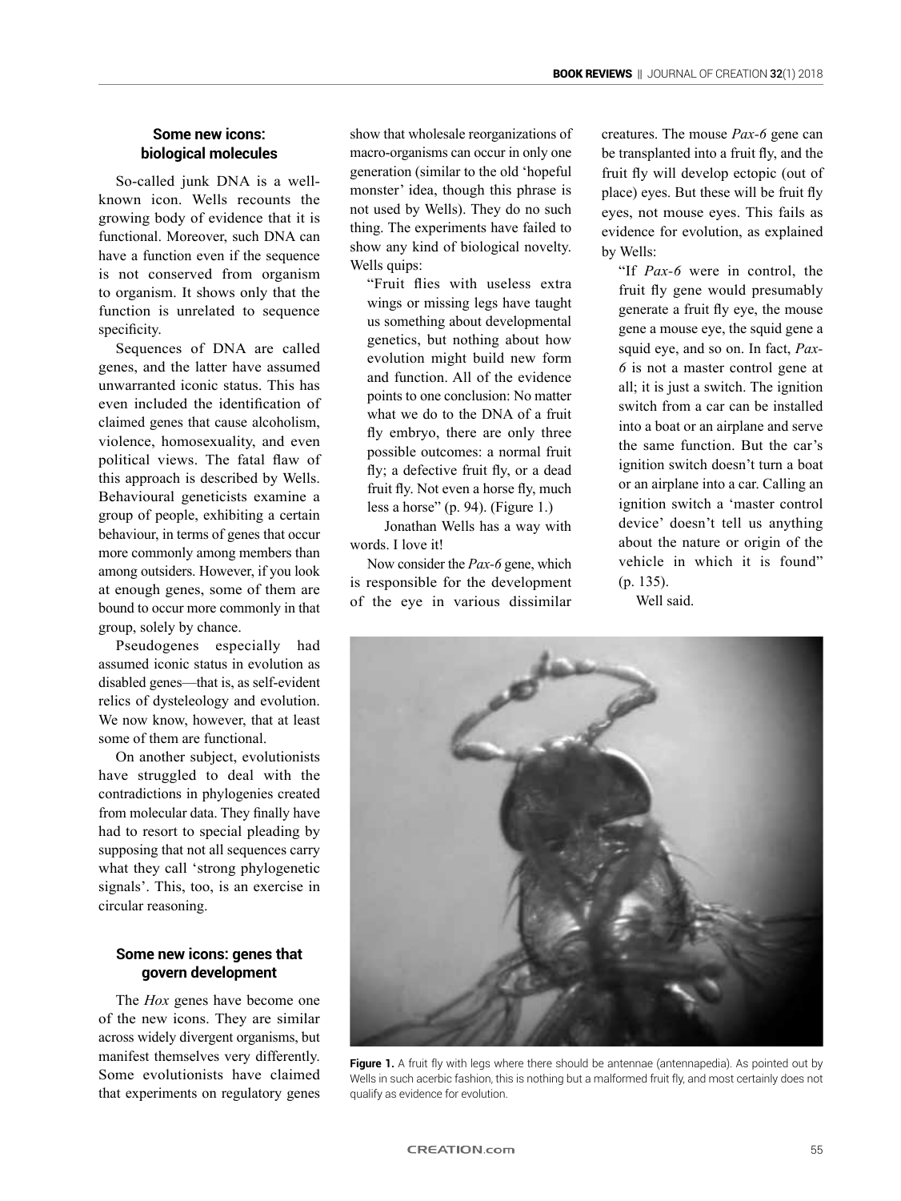### Some new icons: biological molecules

So-called junk DNA is a well-known icon. Wells recounts the growing body of evidence that it is functional. Moreover, such DNA can have a function even if the sequence is not conserved from organism to organism. It shows only that the function is unrelated to sequence specificity.

Sequences of DNA are called genes, and the latter have assumed unwarranted iconic status. This has even included the identification of claimed genes that cause alcoholism, violence, homosexuality, and even political views. The fatal flaw of this approach is described by Wells. Behavioural geneticists examine a group of people, exhibiting a certain behaviour, in terms of genes that occur more commonly among members than among outsiders. However, if you look at enough genes, some of them are bound to occur more commonly in that group, solely by chance.

Pseudogenes especially had assumed iconic status in evolution as disabled genes—that is, as self-evident relics of dysteleology and evolution. We now know, however, that at least some of them are functional.

On another subject, evolutionists have struggled to deal with the contradictions in phylogenies created from molecular data. They finally have had to resort to special pleading by supposing that not all sequences carry what they call 'strong phylogenetic signals'. This, too, is an exercise in circular reasoning.

### Some new icons: genes that govern development

The *Hox* genes have become one of the new icons. They are similar across widely divergent organisms, but manifest themselves very differently. Some evolutionists have claimed that experiments on regulatory genes show that wholesale reorganizations of macro-organisms can occur in only one generation (similar to the old 'hopeful monster' idea, though this phrase is not used by Wells). They do no such thing. The experiments have failed to show any kind of biological novelty. Wells quips:

> "Fruit flies with useless extra wings or missing legs have taught us something about developmental genetics, but nothing about how evolution might build new form and function. All of the evidence points to one conclusion: No matter what we do to the DNA of a fruit fly embryo, there are only three possible outcomes: a normal fruit fly; a defective fruit fly, or a dead fruit fly. Not even a horse fly, much less a horse" (p. 94). (Figure 1.)

Jonathan Wells has a way with words. I love it!

Now consider the *Pax-6* gene, which is responsible for the development of the eye in various dissimilar creatures. The mouse *Pax-6* gene can be transplanted into a fruit fly, and the fruit fly will develop ectopic (out of place) eyes. But these will be fruit fly eyes, not mouse eyes. This fails as evidence for evolution, as explained by Wells:

> "If *Pax-6* were in control, the fruit fly gene would presumably generate a fruit fly eye, the mouse gene a mouse eye, the squid gene a squid eye, and so on. In fact, *Pax-6* is not a master control gene at all; it is just a switch. The ignition switch from a car can be installed into a boat or an airplane and serve the same function. But the car's ignition switch doesn't turn a boat or an airplane into a car. Calling an ignition switch a 'master control device' doesn't tell us anything about the nature or origin of the vehicle in which it is found" (p. 135).

Well said.

**Figure 1.** A fruit fly with legs where there should be antennae (antennapedia). As pointed out by Wells in such acerbic fashion, this is nothing but a malformed fruit fly, and most certainly does not qualify as evidence for evolution.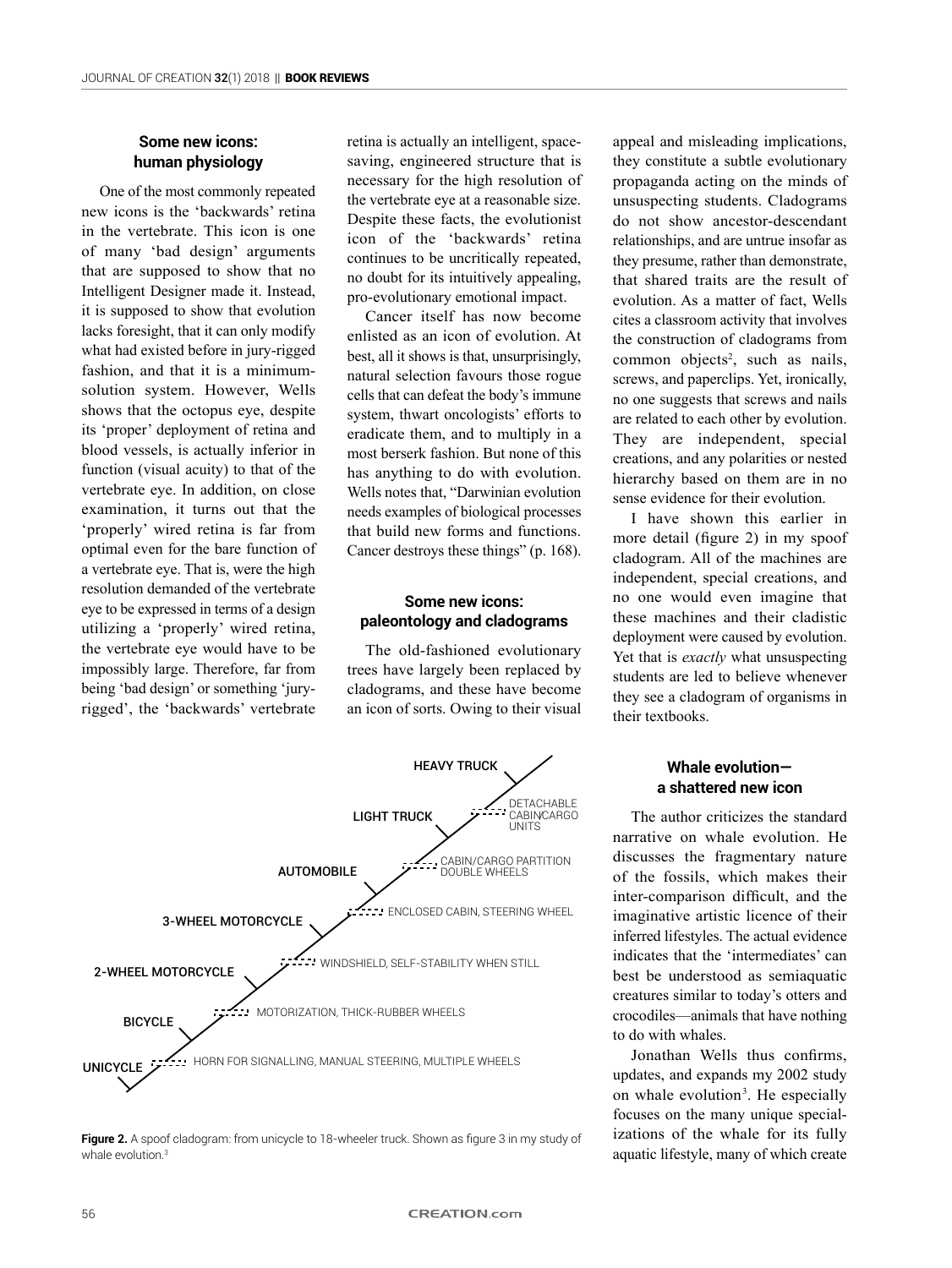### Some new icons: human physiology

One of the most commonly repeated new icons is the 'backwards' retina in the vertebrate. This icon is one of many 'bad design' arguments that are supposed to show that no Intelligent Designer made it. Instead, it is supposed to show that evolution lacks foresight, that it can only modify what had existed before in jury-rigged fashion, and that it is a minimum-solution system. However, Wells shows that the octopus eye, despite its 'proper' deployment of retina and blood vessels, is actually inferior in function (visual acuity) to that of the vertebrate eye. In addition, on close examination, it turns out that the 'properly' wired retina is far from optimal even for the bare function of a vertebrate eye. That is, were the high resolution demanded of the vertebrate eye to be expressed in terms of a design utilizing a 'properly' wired retina, the vertebrate eye would have to be impossibly large. Therefore, far from being 'bad design' or something 'jury-rigged', the 'backwards' vertebrate retina is actually an intelligent, space-saving, engineered structure that is necessary for the high resolution of the vertebrate eye at a reasonable size. Despite these facts, the evolutionist icon of the 'backwards' retina continues to be uncritically repeated, no doubt for its intuitively appealing, pro-evolutionary emotional impact.

Cancer itself has now become enlisted as an icon of evolution. At best, all it shows is that, unsurprisingly, natural selection favours those rogue cells that can defeat the body's immune system, thwart oncologists' efforts to eradicate them, and to multiply in a most berserk fashion. But none of this has anything to do with evolution. Wells notes that, "Darwinian evolution needs examples of biological processes that build new forms and functions. Cancer destroys these things" (p. 168).

### Some new icons: paleontology and cladograms

The old-fashioned evolutionary trees have largely been replaced by cladograms, and these have become an icon of sorts. Owing to their visual appeal and misleading implications, they constitute a subtle evolutionary propaganda acting on the minds of unsuspecting students. Cladograms do not show ancestor-descendant relationships, and are untrue insofar as they presume, rather than demonstrate, that shared traits are the result of evolution. As a matter of fact, Wells cites a classroom activity that involves the construction of cladograms from common objects[2], such as nails, screws, and paperclips. Yet, ironically, no one suggests that screws and nails are related to each other by evolution. They are independent, special creations, and any polarities or nested hierarchy based on them are in no sense evidence for their evolution.

I have shown this earlier in more detail (figure 2) in my spoof cladogram. All of the machines are independent, special creations, and no one would even imagine that these machines and their cladistic deployment were caused by evolution. Yet that is *exactly* what unsuspecting students are led to believe whenever they see a cladogram of organisms in their textbooks.

**Figure 2.** A spoof cladogram: from unicycle to 18-wheeler truck. Shown as figure 3 in my study of whale evolution.[3]

### Whale evolution—a shattered new icon

The author criticizes the standard narrative on whale evolution. He discusses the fragmentary nature of the fossils, which makes their inter-comparison difficult, and the imaginative artistic licence of their inferred lifestyles. The actual evidence indicates that the 'intermediates' can best be understood as semiaquatic creatures similar to today's otters and crocodiles—animals that have nothing to do with whales.

Jonathan Wells thus confirms, updates, and expands my 2002 study on whale evolution[3]. He especially focuses on the many unique specializations of the whale for its fully aquatic lifestyle, many of which create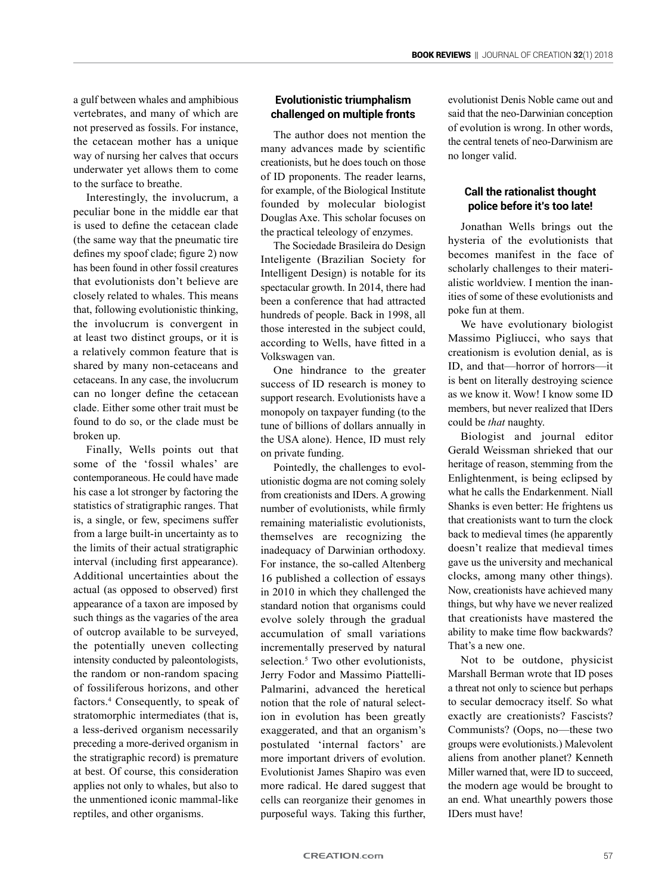a gulf between whales and amphibious vertebrates, and many of which are not preserved as fossils. For instance, the cetacean mother has a unique way of nursing her calves that occurs underwater yet allows them to come to the surface to breathe.

Interestingly, the involucrum, a peculiar bone in the middle ear that is used to define the cetacean clade (the same way that the pneumatic tire defines my spoof clade; figure 2) now has been found in other fossil creatures that evolutionists don't believe are closely related to whales. This means that, following evolutionistic thinking, the involucrum is convergent in at least two distinct groups, or it is a relatively common feature that is shared by many non-cetaceans and cetaceans. In any case, the involucrum can no longer define the cetacean clade. Either some other trait must be found to do so, or the clade must be broken up.

Finally, Wells points out that some of the 'fossil whales' are contemporaneous. He could have made his case a lot stronger by factoring the statistics of stratigraphic ranges. That is, a single, or few, specimens suffer from a large built-in uncertainty as to the limits of their actual stratigraphic interval (including first appearance). Additional uncertainties about the actual (as opposed to observed) first appearance of a taxon are imposed by such things as the vagaries of the area of outcrop available to be surveyed, the potentially uneven collecting intensity conducted by paleontologists, the random or non-random spacing of fossiliferous horizons, and other factors.[4] Consequently, to speak of stratomorphic intermediates (that is, a less-derived organism necessarily preceding a more-derived organism in the stratigraphic record) is premature at best. Of course, this consideration applies not only to whales, but also to the unmentioned iconic mammal-like reptiles, and other organisms.

## Evolutionistic triumphalism challenged on multiple fronts

The author does not mention the many advances made by scientific creationists, but he does touch on those of ID proponents. The reader learns, for example, of the Biological Institute founded by molecular biologist Douglas Axe. This scholar focuses on the practical teleology of enzymes.

The Sociedade Brasileira do Design Inteligente (Brazilian Society for Intelligent Design) is notable for its spectacular growth. In 2014, there had been a conference that had attracted hundreds of people. Back in 1998, all those interested in the subject could, according to Wells, have fitted in a Volkswagen van.

One hindrance to the greater success of ID research is money to support research. Evolutionists have a monopoly on taxpayer funding (to the tune of billions of dollars annually in the USA alone). Hence, ID must rely on private funding.

Pointedly, the challenges to evolutionistic dogma are not coming solely from creationists and IDers. A growing number of evolutionists, while firmly remaining materialistic evolutionists, themselves are recognizing the inadequacy of Darwinian orthodoxy. For instance, the so-called Altenberg 16 published a collection of essays in 2010 in which they challenged the standard notion that organisms could evolve solely through the gradual accumulation of small variations incrementally preserved by natural selection.[5] Two other evolutionists, Jerry Fodor and Massimo Piattelli-Palmarini, advanced the heretical notion that the role of natural selection in evolution has been greatly exaggerated, and that an organism's postulated 'internal factors' are more important drivers of evolution. Evolutionist James Shapiro was even more radical. He dared suggest that cells can reorganize their genomes in purposeful ways. Taking this further, evolutionist Denis Noble came out and said that the neo-Darwinian conception of evolution is wrong. In other words, the central tenets of neo-Darwinism are no longer valid.

## Call the rationalist thought police before it's too late!

Jonathan Wells brings out the hysteria of the evolutionists that becomes manifest in the face of scholarly challenges to their materialistic worldview. I mention the inanities of some of these evolutionists and poke fun at them.

We have evolutionary biologist Massimo Pigliucci, who says that creationism is evolution denial, as is ID, and that—horror of horrors—it is bent on literally destroying science as we know it. Wow! I know some ID members, but never realized that IDers could be *that* naughty.

Biologist and journal editor Gerald Weissman shrieked that our heritage of reason, stemming from the Enlightenment, is being eclipsed by what he calls the Endarkenment. Niall Shanks is even better: He frightens us that creationists want to turn the clock back to medieval times (he apparently doesn't realize that medieval times gave us the university and mechanical clocks, among many other things). Now, creationists have achieved many things, but why have we never realized that creationists have mastered the ability to make time flow backwards? That's a new one.

Not to be outdone, physicist Marshall Berman wrote that ID poses a threat not only to science but perhaps to secular democracy itself. So what exactly are creationists? Fascists? Communists? (Oops, no—these two groups were evolutionists.) Malevolent aliens from another planet? Kenneth Miller warned that, were ID to succeed, the modern age would be brought to an end. What unearthly powers those IDers must have!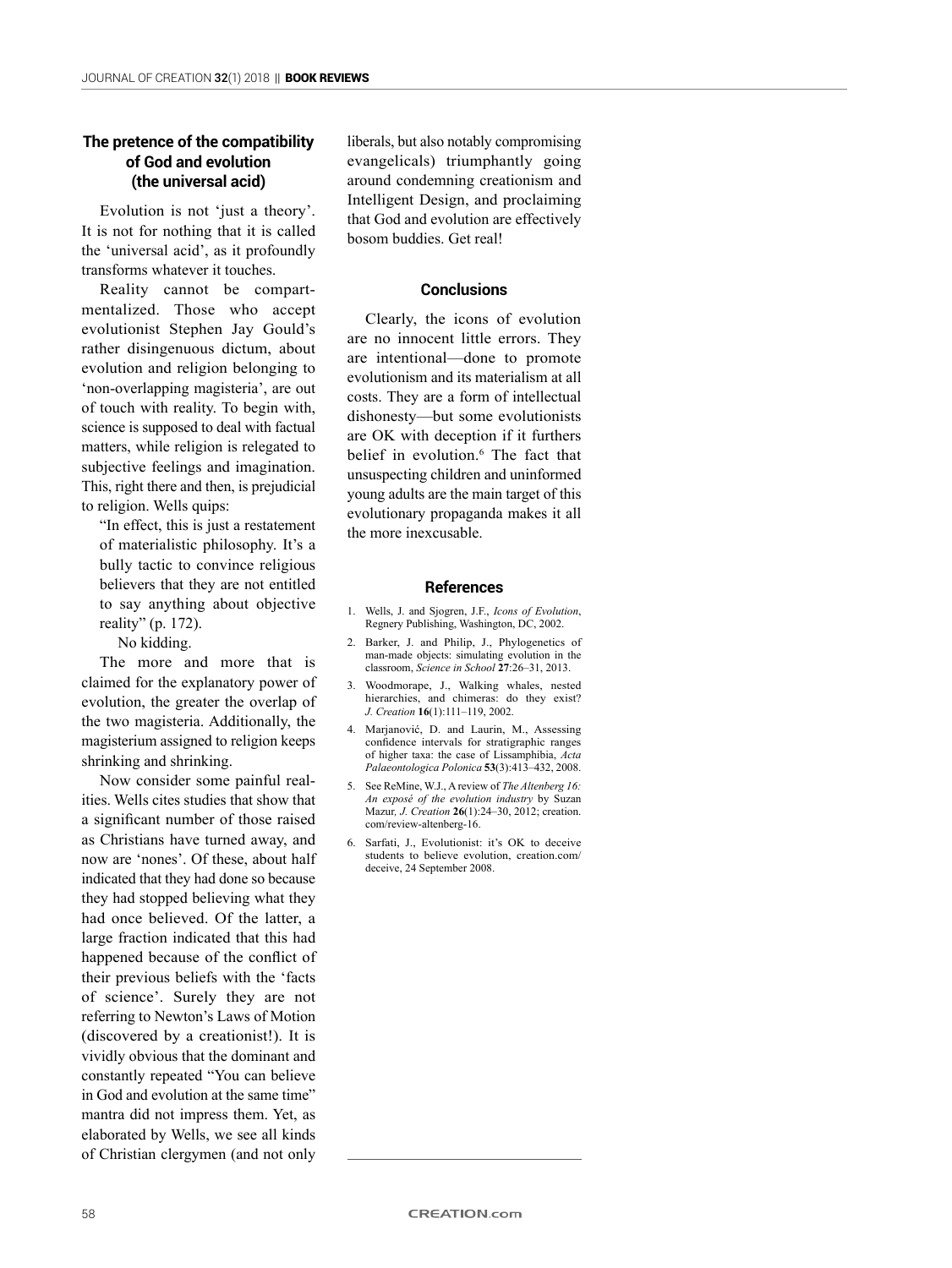### The pretence of the compatibility of God and evolution (the universal acid)

Evolution is not 'just a theory'. It is not for nothing that it is called the 'universal acid', as it profoundly transforms whatever it touches.

Reality cannot be compartmentalized. Those who accept evolutionist Stephen Jay Gould's rather disingenuous dictum, about evolution and religion belonging to 'non-overlapping magisteria', are out of touch with reality. To begin with, science is supposed to deal with factual matters, while religion is relegated to subjective feelings and imagination. This, right there and then, is prejudicial to religion. Wells quips:

> "In effect, this is just a restatement of materialistic philosophy. It's a bully tactic to convince religious believers that they are not entitled to say anything about objective reality" (p. 172).

No kidding.

The more and more that is claimed for the explanatory power of evolution, the greater the overlap of the two magisteria. Additionally, the magisterium assigned to religion keeps shrinking and shrinking.

Now consider some painful realities. Wells cites studies that show that a significant number of those raised as Christians have turned away, and now are 'nones'. Of these, about half indicated that they had done so because they had stopped believing what they had once believed. Of the latter, a large fraction indicated that this had happened because of the conflict of their previous beliefs with the 'facts of science'. Surely they are not referring to Newton's Laws of Motion (discovered by a creationist!). It is vividly obvious that the dominant and constantly repeated "You can believe in God and evolution at the same time" mantra did not impress them. Yet, as elaborated by Wells, we see all kinds of Christian clergymen (and not only liberals, but also notably compromising evangelicals) triumphantly going around condemning creationism and Intelligent Design, and proclaiming that God and evolution are effectively bosom buddies. Get real!

### Conclusions

Clearly, the icons of evolution are no innocent little errors. They are intentional—done to promote evolutionism and its materialism at all costs. They are a form of intellectual dishonesty—but some evolutionists are OK with deception if it furthers belief in evolution.[6] The fact that unsuspecting children and uninformed young adults are the main target of this evolutionary propaganda makes it all the more inexcusable.

### References

1. Wells, J. and Sjogren, J.F., *Icons of Evolution*, Regnery Publishing, Washington, DC, 2002.
2. Barker, J. and Philip, J., Phylogenetics of man-made objects: simulating evolution in the classroom, *Science in School* **27**:26–31, 2013.
3. Woodmorape, J., Walking whales, nested hierarchies, and chimeras: do they exist? *J. Creation* **16**(1):111–119, 2002.
4. Marjanović, D. and Laurin, M., Assessing confidence intervals for stratigraphic ranges of higher taxa: the case of Lissamphibia, *Acta Palaeontologica Polonica* **53**(3):413–432, 2008.
5. See ReMine, W.J., A review of *The Altenberg 16: An exposé of the evolution industry* by Suzan Mazur, *J. Creation* **26**(1):24–30, 2012; creation.com/review-altenberg-16.
6. Sarfati, J., Evolutionist: it's OK to deceive students to believe evolution, creation.com/deceive, 24 September 2008.